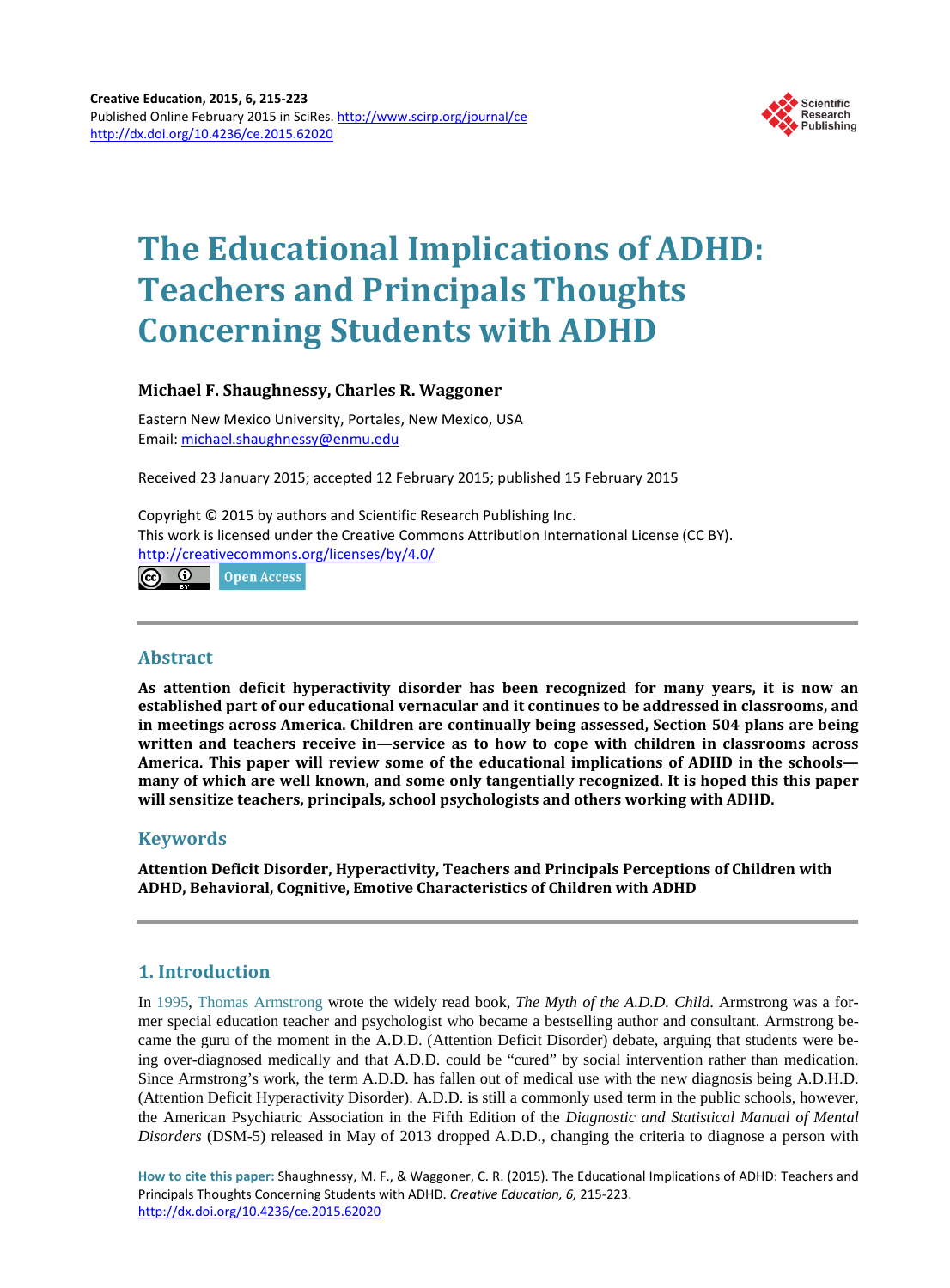Creative Education, 2015, 6, 215-223
Published Online February 2015 in SciRes. http://www.scirp.org/journal/ce
http://dx.doi.org/10.4236/ce.2015.62020

# The Educational Implications of ADHD: Teachers and Principals Thoughts Concerning Students with ADHD

**Michael F. Shaughnessy, Charles R. Waggoner**

Eastern New Mexico University, Portales, New Mexico, USA
Email: michael.shaughnessy@enmu.edu

Received 23 January 2015; accepted 12 February 2015; published 15 February 2015

Copyright © 2015 by authors and Scientific Research Publishing Inc.
This work is licensed under the Creative Commons Attribution International License (CC BY).
http://creativecommons.org/licenses/by/4.0/

Open Access

## Abstract

**As attention deficit hyperactivity disorder has been recognized for many years, it is now an established part of our educational vernacular and it continues to be addressed in classrooms, and in meetings across America. Children are continually being assessed, Section 504 plans are being written and teachers receive in—service as to how to cope with children in classrooms across America. This paper will review some of the educational implications of ADHD in the schools—many of which are well known, and some only tangentially recognized. It is hoped this this paper will sensitize teachers, principals, school psychologists and others working with ADHD.**

## Keywords

**Attention Deficit Disorder, Hyperactivity, Teachers and Principals Perceptions of Children with ADHD, Behavioral, Cognitive, Emotive Characteristics of Children with ADHD**

## 1. Introduction

In 1995, Thomas Armstrong wrote the widely read book, *The Myth of the A.D.D. Child*. Armstrong was a former special education teacher and psychologist who became a bestselling author and consultant. Armstrong became the guru of the moment in the A.D.D. (Attention Deficit Disorder) debate, arguing that students were being over-diagnosed medically and that A.D.D. could be "cured" by social intervention rather than medication. Since Armstrong's work, the term A.D.D. has fallen out of medical use with the new diagnosis being A.D.H.D. (Attention Deficit Hyperactivity Disorder). A.D.D. is still a commonly used term in the public schools, however, the American Psychiatric Association in the Fifth Edition of the *Diagnostic and Statistical Manual of Mental Disorders* (DSM-5) released in May of 2013 dropped A.D.D., changing the criteria to diagnose a person with

**How to cite this paper:** Shaughnessy, M. F., & Waggoner, C. R. (2015). The Educational Implications of ADHD: Teachers and Principals Thoughts Concerning Students with ADHD. *Creative Education, 6,* 215-223. http://dx.doi.org/10.4236/ce.2015.62020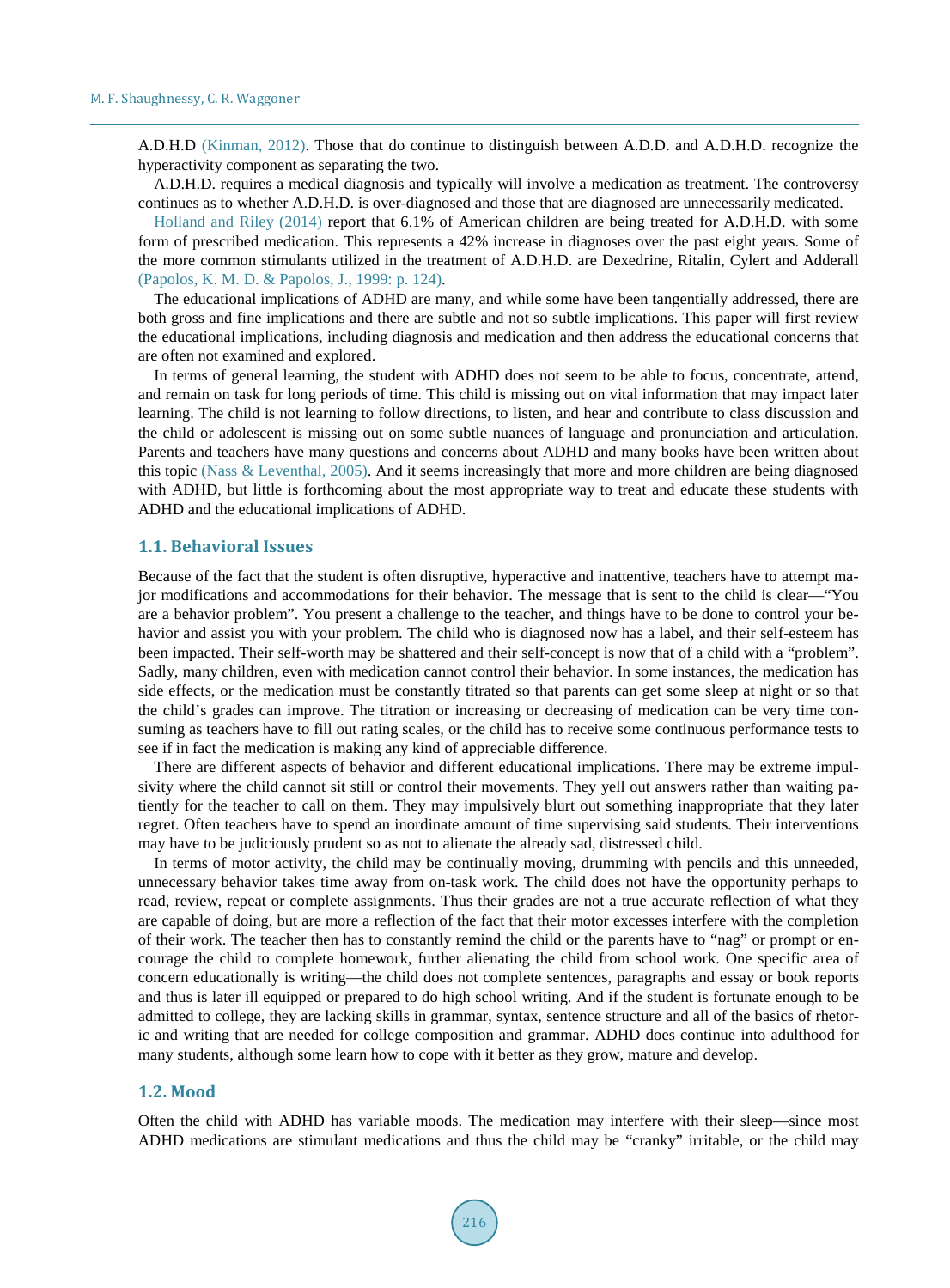A.D.H.D (Kinman, 2012). Those that do continue to distinguish between A.D.D. and A.D.H.D. recognize the hyperactivity component as separating the two.

A.D.H.D. requires a medical diagnosis and typically will involve a medication as treatment. The controversy continues as to whether A.D.H.D. is over-diagnosed and those that are diagnosed are unnecessarily medicated.

Holland and Riley (2014) report that 6.1% of American children are being treated for A.D.H.D. with some form of prescribed medication. This represents a 42% increase in diagnoses over the past eight years. Some of the more common stimulants utilized in the treatment of A.D.H.D. are Dexedrine, Ritalin, Cylert and Adderall (Papolos, K. M. D. & Papolos, J., 1999: p. 124).

The educational implications of ADHD are many, and while some have been tangentially addressed, there are both gross and fine implications and there are subtle and not so subtle implications. This paper will first review the educational implications, including diagnosis and medication and then address the educational concerns that are often not examined and explored.

In terms of general learning, the student with ADHD does not seem to be able to focus, concentrate, attend, and remain on task for long periods of time. This child is missing out on vital information that may impact later learning. The child is not learning to follow directions, to listen, and hear and contribute to class discussion and the child or adolescent is missing out on some subtle nuances of language and pronunciation and articulation. Parents and teachers have many questions and concerns about ADHD and many books have been written about this topic (Nass & Leventhal, 2005). And it seems increasingly that more and more children are being diagnosed with ADHD, but little is forthcoming about the most appropriate way to treat and educate these students with ADHD and the educational implications of ADHD.

### 1.1. Behavioral Issues

Because of the fact that the student is often disruptive, hyperactive and inattentive, teachers have to attempt major modifications and accommodations for their behavior. The message that is sent to the child is clear—"You are a behavior problem". You present a challenge to the teacher, and things have to be done to control your behavior and assist you with your problem. The child who is diagnosed now has a label, and their self-esteem has been impacted. Their self-worth may be shattered and their self-concept is now that of a child with a "problem". Sadly, many children, even with medication cannot control their behavior. In some instances, the medication has side effects, or the medication must be constantly titrated so that parents can get some sleep at night or so that the child's grades can improve. The titration or increasing or decreasing of medication can be very time consuming as teachers have to fill out rating scales, or the child has to receive some continuous performance tests to see if in fact the medication is making any kind of appreciable difference.

There are different aspects of behavior and different educational implications. There may be extreme impulsivity where the child cannot sit still or control their movements. They yell out answers rather than waiting patiently for the teacher to call on them. They may impulsively blurt out something inappropriate that they later regret. Often teachers have to spend an inordinate amount of time supervising said students. Their interventions may have to be judiciously prudent so as not to alienate the already sad, distressed child.

In terms of motor activity, the child may be continually moving, drumming with pencils and this unneeded, unnecessary behavior takes time away from on-task work. The child does not have the opportunity perhaps to read, review, repeat or complete assignments. Thus their grades are not a true accurate reflection of what they are capable of doing, but are more a reflection of the fact that their motor excesses interfere with the completion of their work. The teacher then has to constantly remind the child or the parents have to "nag" or prompt or encourage the child to complete homework, further alienating the child from school work. One specific area of concern educationally is writing—the child does not complete sentences, paragraphs and essay or book reports and thus is later ill equipped or prepared to do high school writing. And if the student is fortunate enough to be admitted to college, they are lacking skills in grammar, syntax, sentence structure and all of the basics of rhetoric and writing that are needed for college composition and grammar. ADHD does continue into adulthood for many students, although some learn how to cope with it better as they grow, mature and develop.

### 1.2. Mood

Often the child with ADHD has variable moods. The medication may interfere with their sleep—since most ADHD medications are stimulant medications and thus the child may be "cranky" irritable, or the child may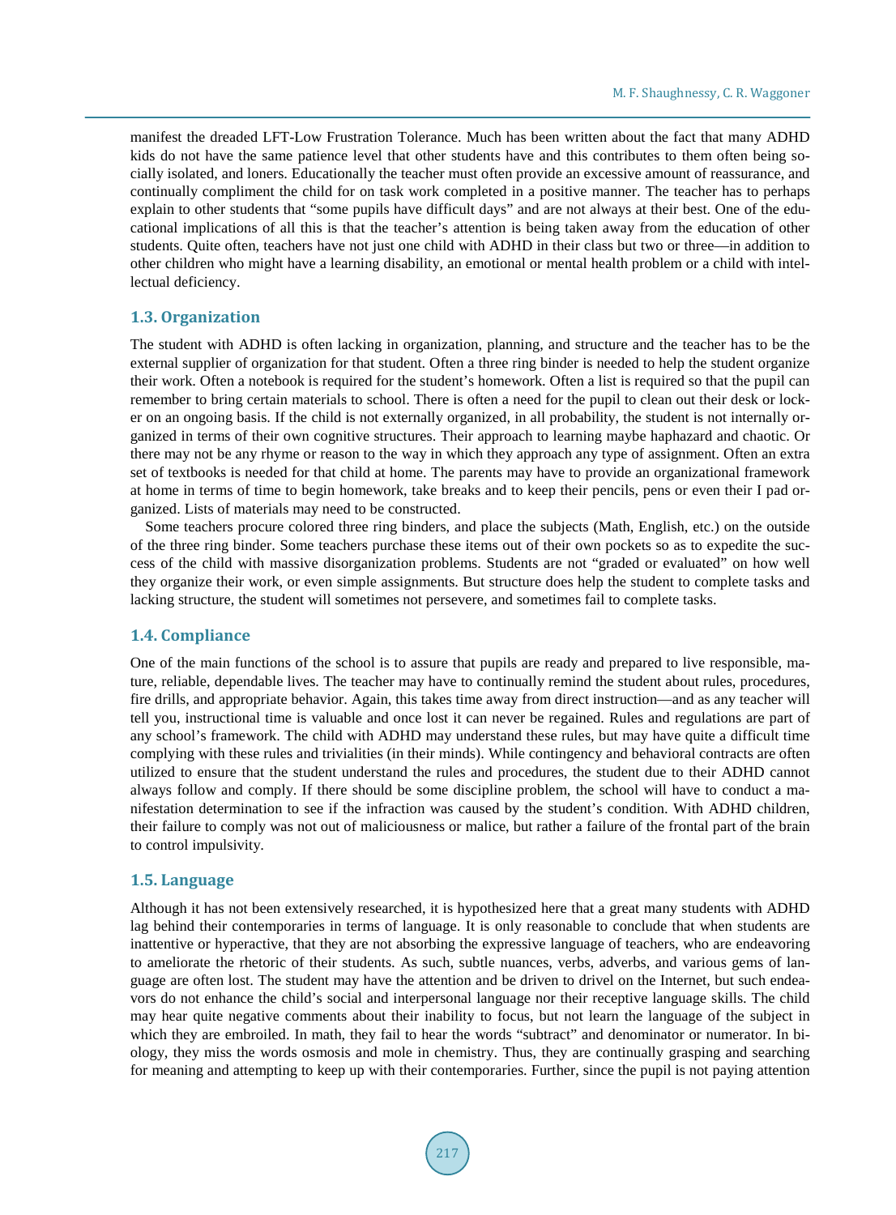manifest the dreaded LFT-Low Frustration Tolerance. Much has been written about the fact that many ADHD kids do not have the same patience level that other students have and this contributes to them often being socially isolated, and loners. Educationally the teacher must often provide an excessive amount of reassurance, and continually compliment the child for on task work completed in a positive manner. The teacher has to perhaps explain to other students that "some pupils have difficult days" and are not always at their best. One of the educational implications of all this is that the teacher's attention is being taken away from the education of other students. Quite often, teachers have not just one child with ADHD in their class but two or three—in addition to other children who might have a learning disability, an emotional or mental health problem or a child with intellectual deficiency.

### 1.3. Organization

The student with ADHD is often lacking in organization, planning, and structure and the teacher has to be the external supplier of organization for that student. Often a three ring binder is needed to help the student organize their work. Often a notebook is required for the student's homework. Often a list is required so that the pupil can remember to bring certain materials to school. There is often a need for the pupil to clean out their desk or locker on an ongoing basis. If the child is not externally organized, in all probability, the student is not internally organized in terms of their own cognitive structures. Their approach to learning maybe haphazard and chaotic. Or there may not be any rhyme or reason to the way in which they approach any type of assignment. Often an extra set of textbooks is needed for that child at home. The parents may have to provide an organizational framework at home in terms of time to begin homework, take breaks and to keep their pencils, pens or even their I pad organized. Lists of materials may need to be constructed.

Some teachers procure colored three ring binders, and place the subjects (Math, English, etc.) on the outside of the three ring binder. Some teachers purchase these items out of their own pockets so as to expedite the success of the child with massive disorganization problems. Students are not "graded or evaluated" on how well they organize their work, or even simple assignments. But structure does help the student to complete tasks and lacking structure, the student will sometimes not persevere, and sometimes fail to complete tasks.

### 1.4. Compliance

One of the main functions of the school is to assure that pupils are ready and prepared to live responsible, mature, reliable, dependable lives. The teacher may have to continually remind the student about rules, procedures, fire drills, and appropriate behavior. Again, this takes time away from direct instruction—and as any teacher will tell you, instructional time is valuable and once lost it can never be regained. Rules and regulations are part of any school's framework. The child with ADHD may understand these rules, but may have quite a difficult time complying with these rules and trivialities (in their minds). While contingency and behavioral contracts are often utilized to ensure that the student understand the rules and procedures, the student due to their ADHD cannot always follow and comply. If there should be some discipline problem, the school will have to conduct a manifestation determination to see if the infraction was caused by the student's condition. With ADHD children, their failure to comply was not out of maliciousness or malice, but rather a failure of the frontal part of the brain to control impulsivity.

### 1.5. Language

Although it has not been extensively researched, it is hypothesized here that a great many students with ADHD lag behind their contemporaries in terms of language. It is only reasonable to conclude that when students are inattentive or hyperactive, that they are not absorbing the expressive language of teachers, who are endeavoring to ameliorate the rhetoric of their students. As such, subtle nuances, verbs, adverbs, and various gems of language are often lost. The student may have the attention and be driven to drivel on the Internet, but such endeavors do not enhance the child's social and interpersonal language nor their receptive language skills. The child may hear quite negative comments about their inability to focus, but not learn the language of the subject in which they are embroiled. In math, they fail to hear the words "subtract" and denominator or numerator. In biology, they miss the words osmosis and mole in chemistry. Thus, they are continually grasping and searching for meaning and attempting to keep up with their contemporaries. Further, since the pupil is not paying attention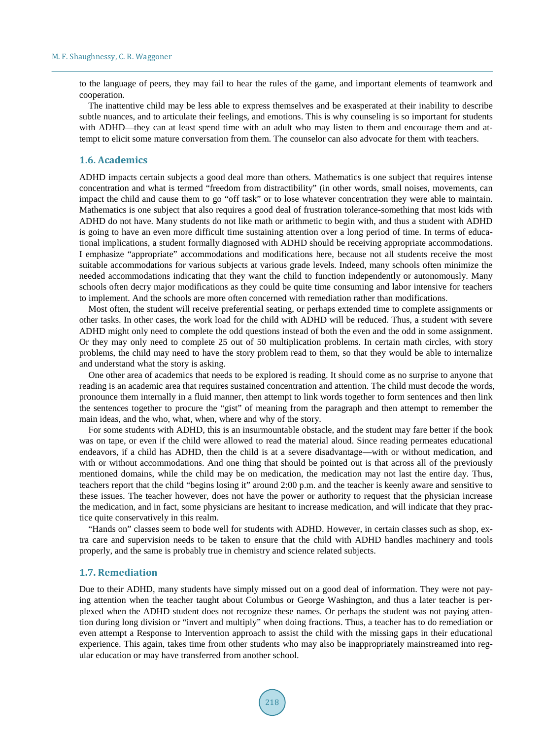to the language of peers, they may fail to hear the rules of the game, and important elements of teamwork and cooperation.

The inattentive child may be less able to express themselves and be exasperated at their inability to describe subtle nuances, and to articulate their feelings, and emotions. This is why counseling is so important for students with ADHD—they can at least spend time with an adult who may listen to them and encourage them and attempt to elicit some mature conversation from them. The counselor can also advocate for them with teachers.

### 1.6. Academics

ADHD impacts certain subjects a good deal more than others. Mathematics is one subject that requires intense concentration and what is termed "freedom from distractibility" (in other words, small noises, movements, can impact the child and cause them to go "off task" or to lose whatever concentration they were able to maintain. Mathematics is one subject that also requires a good deal of frustration tolerance-something that most kids with ADHD do not have. Many students do not like math or arithmetic to begin with, and thus a student with ADHD is going to have an even more difficult time sustaining attention over a long period of time. In terms of educational implications, a student formally diagnosed with ADHD should be receiving appropriate accommodations. I emphasize "appropriate" accommodations and modifications here, because not all students receive the most suitable accommodations for various subjects at various grade levels. Indeed, many schools often minimize the needed accommodations indicating that they want the child to function independently or autonomously. Many schools often decry major modifications as they could be quite time consuming and labor intensive for teachers to implement. And the schools are more often concerned with remediation rather than modifications.

Most often, the student will receive preferential seating, or perhaps extended time to complete assignments or other tasks. In other cases, the work load for the child with ADHD will be reduced. Thus, a student with severe ADHD might only need to complete the odd questions instead of both the even and the odd in some assignment. Or they may only need to complete 25 out of 50 multiplication problems. In certain math circles, with story problems, the child may need to have the story problem read to them, so that they would be able to internalize and understand what the story is asking.

One other area of academics that needs to be explored is reading. It should come as no surprise to anyone that reading is an academic area that requires sustained concentration and attention. The child must decode the words, pronounce them internally in a fluid manner, then attempt to link words together to form sentences and then link the sentences together to procure the "gist" of meaning from the paragraph and then attempt to remember the main ideas, and the who, what, when, where and why of the story.

For some students with ADHD, this is an insurmountable obstacle, and the student may fare better if the book was on tape, or even if the child were allowed to read the material aloud. Since reading permeates educational endeavors, if a child has ADHD, then the child is at a severe disadvantage—with or without medication, and with or without accommodations. And one thing that should be pointed out is that across all of the previously mentioned domains, while the child may be on medication, the medication may not last the entire day. Thus, teachers report that the child "begins losing it" around 2:00 p.m. and the teacher is keenly aware and sensitive to these issues. The teacher however, does not have the power or authority to request that the physician increase the medication, and in fact, some physicians are hesitant to increase medication, and will indicate that they practice quite conservatively in this realm.

"Hands on" classes seem to bode well for students with ADHD. However, in certain classes such as shop, extra care and supervision needs to be taken to ensure that the child with ADHD handles machinery and tools properly, and the same is probably true in chemistry and science related subjects.

### 1.7. Remediation

Due to their ADHD, many students have simply missed out on a good deal of information. They were not paying attention when the teacher taught about Columbus or George Washington, and thus a later teacher is perplexed when the ADHD student does not recognize these names. Or perhaps the student was not paying attention during long division or "invert and multiply" when doing fractions. Thus, a teacher has to do remediation or even attempt a Response to Intervention approach to assist the child with the missing gaps in their educational experience. This again, takes time from other students who may also be inappropriately mainstreamed into regular education or may have transferred from another school.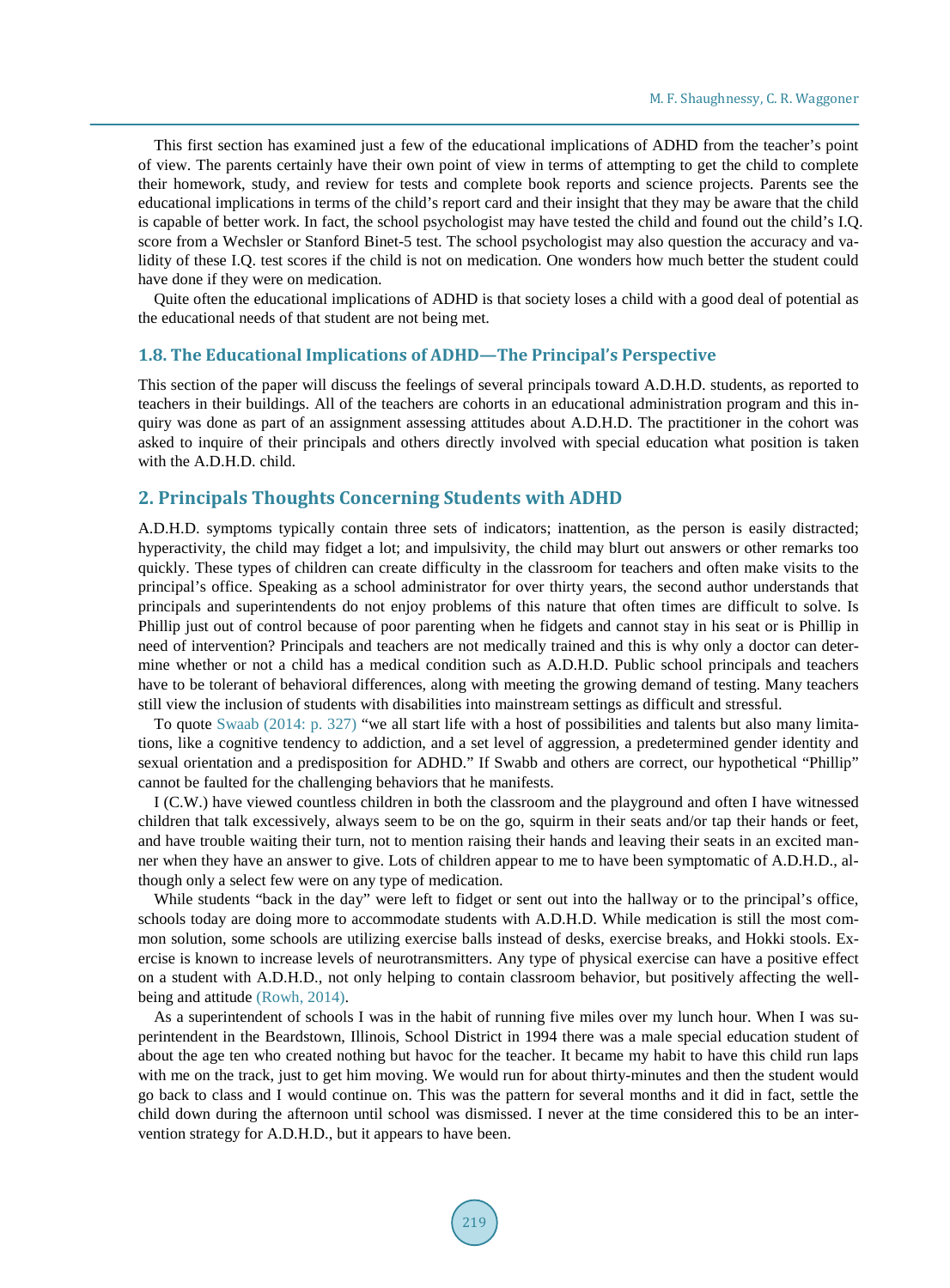This first section has examined just a few of the educational implications of ADHD from the teacher's point of view. The parents certainly have their own point of view in terms of attempting to get the child to complete their homework, study, and review for tests and complete book reports and science projects. Parents see the educational implications in terms of the child's report card and their insight that they may be aware that the child is capable of better work. In fact, the school psychologist may have tested the child and found out the child's I.Q. score from a Wechsler or Stanford Binet-5 test. The school psychologist may also question the accuracy and validity of these I.Q. test scores if the child is not on medication. One wonders how much better the student could have done if they were on medication.

Quite often the educational implications of ADHD is that society loses a child with a good deal of potential as the educational needs of that student are not being met.

### 1.8. The Educational Implications of ADHD—The Principal's Perspective

This section of the paper will discuss the feelings of several principals toward A.D.H.D. students, as reported to teachers in their buildings. All of the teachers are cohorts in an educational administration program and this inquiry was done as part of an assignment assessing attitudes about A.D.H.D. The practitioner in the cohort was asked to inquire of their principals and others directly involved with special education what position is taken with the A.D.H.D. child.

## 2. Principals Thoughts Concerning Students with ADHD

A.D.H.D. symptoms typically contain three sets of indicators; inattention, as the person is easily distracted; hyperactivity, the child may fidget a lot; and impulsivity, the child may blurt out answers or other remarks too quickly. These types of children can create difficulty in the classroom for teachers and often make visits to the principal's office. Speaking as a school administrator for over thirty years, the second author understands that principals and superintendents do not enjoy problems of this nature that often times are difficult to solve. Is Phillip just out of control because of poor parenting when he fidgets and cannot stay in his seat or is Phillip in need of intervention? Principals and teachers are not medically trained and this is why only a doctor can determine whether or not a child has a medical condition such as A.D.H.D. Public school principals and teachers have to be tolerant of behavioral differences, along with meeting the growing demand of testing. Many teachers still view the inclusion of students with disabilities into mainstream settings as difficult and stressful.

To quote Swaab (2014: p. 327) "we all start life with a host of possibilities and talents but also many limitations, like a cognitive tendency to addiction, and a set level of aggression, a predetermined gender identity and sexual orientation and a predisposition for ADHD." If Swabb and others are correct, our hypothetical "Phillip" cannot be faulted for the challenging behaviors that he manifests.

I (C.W.) have viewed countless children in both the classroom and the playground and often I have witnessed children that talk excessively, always seem to be on the go, squirm in their seats and/or tap their hands or feet, and have trouble waiting their turn, not to mention raising their hands and leaving their seats in an excited manner when they have an answer to give. Lots of children appear to me to have been symptomatic of A.D.H.D., although only a select few were on any type of medication.

While students "back in the day" were left to fidget or sent out into the hallway or to the principal's office, schools today are doing more to accommodate students with A.D.H.D. While medication is still the most common solution, some schools are utilizing exercise balls instead of desks, exercise breaks, and Hokki stools. Exercise is known to increase levels of neurotransmitters. Any type of physical exercise can have a positive effect on a student with A.D.H.D., not only helping to contain classroom behavior, but positively affecting the well-being and attitude (Rowh, 2014).

As a superintendent of schools I was in the habit of running five miles over my lunch hour. When I was superintendent in the Beardstown, Illinois, School District in 1994 there was a male special education student of about the age ten who created nothing but havoc for the teacher. It became my habit to have this child run laps with me on the track, just to get him moving. We would run for about thirty-minutes and then the student would go back to class and I would continue on. This was the pattern for several months and it did in fact, settle the child down during the afternoon until school was dismissed. I never at the time considered this to be an intervention strategy for A.D.H.D., but it appears to have been.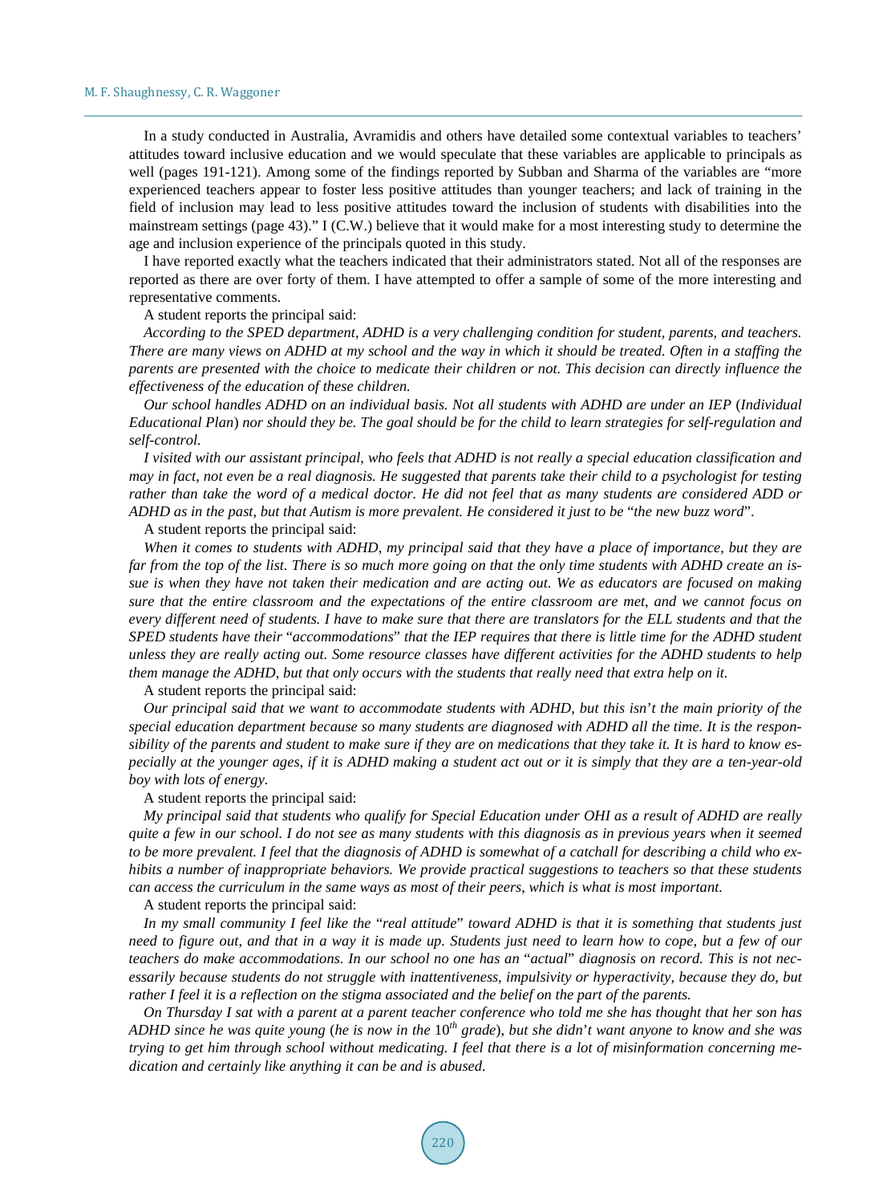In a study conducted in Australia, Avramidis and others have detailed some contextual variables to teachers' attitudes toward inclusive education and we would speculate that these variables are applicable to principals as well (pages 191-121). Among some of the findings reported by Subban and Sharma of the variables are "more experienced teachers appear to foster less positive attitudes than younger teachers; and lack of training in the field of inclusion may lead to less positive attitudes toward the inclusion of students with disabilities into the mainstream settings (page 43)." I (C.W.) believe that it would make for a most interesting study to determine the age and inclusion experience of the principals quoted in this study.

I have reported exactly what the teachers indicated that their administrators stated. Not all of the responses are reported as there are over forty of them. I have attempted to offer a sample of some of the more interesting and representative comments.

A student reports the principal said:

*According to the SPED department, ADHD is a very challenging condition for student, parents, and teachers. There are many views on ADHD at my school and the way in which it should be treated. Often in a staffing the parents are presented with the choice to medicate their children or not. This decision can directly influence the effectiveness of the education of these children.*

*Our school handles ADHD on an individual basis. Not all students with ADHD are under an IEP (Individual Educational Plan) nor should they be. The goal should be for the child to learn strategies for self-regulation and self-control.*

*I visited with our assistant principal, who feels that ADHD is not really a special education classification and may in fact, not even be a real diagnosis. He suggested that parents take their child to a psychologist for testing rather than take the word of a medical doctor. He did not feel that as many students are considered ADD or ADHD as in the past, but that Autism is more prevalent. He considered it just to be "the new buzz word".*

A student reports the principal said:

*When it comes to students with ADHD, my principal said that they have a place of importance, but they are far from the top of the list. There is so much more going on that the only time students with ADHD create an issue is when they have not taken their medication and are acting out. We as educators are focused on making sure that the entire classroom and the expectations of the entire classroom are met, and we cannot focus on every different need of students. I have to make sure that there are translators for the ELL students and that the SPED students have their "accommodations" that the IEP requires that there is little time for the ADHD student unless they are really acting out. Some resource classes have different activities for the ADHD students to help them manage the ADHD, but that only occurs with the students that really need that extra help on it.*

A student reports the principal said:

*Our principal said that we want to accommodate students with ADHD, but this isn't the main priority of the special education department because so many students are diagnosed with ADHD all the time. It is the responsibility of the parents and student to make sure if they are on medications that they take it. It is hard to know especially at the younger ages, if it is ADHD making a student act out or it is simply that they are a ten-year-old boy with lots of energy.*

A student reports the principal said:

*My principal said that students who qualify for Special Education under OHI as a result of ADHD are really quite a few in our school. I do not see as many students with this diagnosis as in previous years when it seemed to be more prevalent. I feel that the diagnosis of ADHD is somewhat of a catchall for describing a child who exhibits a number of inappropriate behaviors. We provide practical suggestions to teachers so that these students can access the curriculum in the same ways as most of their peers, which is what is most important.*

A student reports the principal said:

*In my small community I feel like the "real attitude" toward ADHD is that it is something that students just need to figure out, and that in a way it is made up. Students just need to learn how to cope, but a few of our teachers do make accommodations. In our school no one has an "actual" diagnosis on record. This is not necessarily because students do not struggle with inattentiveness, impulsivity or hyperactivity, because they do, but rather I feel it is a reflection on the stigma associated and the belief on the part of the parents.*

*On Thursday I sat with a parent at a parent teacher conference who told me she has thought that her son has ADHD since he was quite young (he is now in the 10th grade), but she didn't want anyone to know and she was trying to get him through school without medicating. I feel that there is a lot of misinformation concerning medication and certainly like anything it can be and is abused.*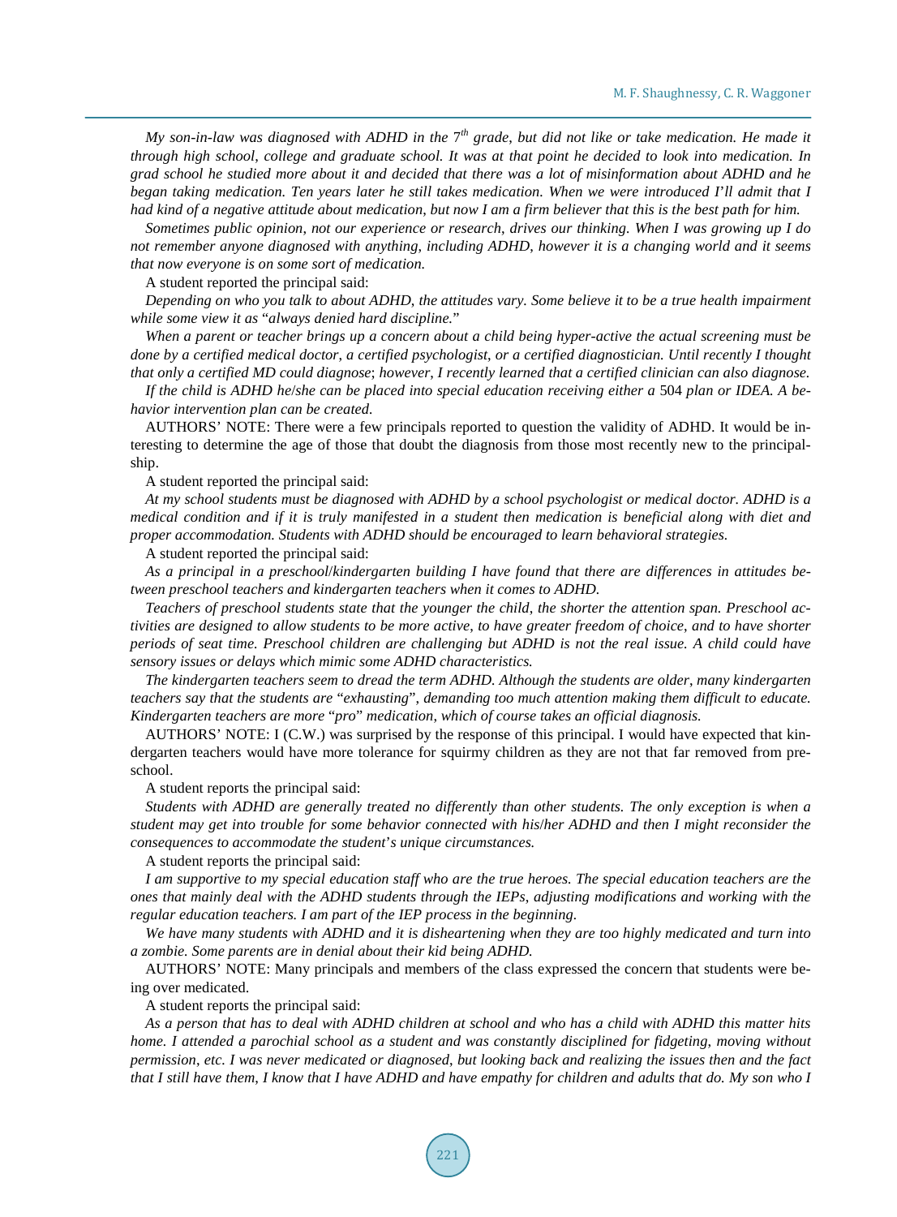*My son-in-law was diagnosed with ADHD in the 7th grade, but did not like or take medication. He made it through high school, college and graduate school. It was at that point he decided to look into medication. In grad school he studied more about it and decided that there was a lot of misinformation about ADHD and he began taking medication. Ten years later he still takes medication. When we were introduced I'll admit that I had kind of a negative attitude about medication, but now I am a firm believer that this is the best path for him.*

*Sometimes public opinion, not our experience or research, drives our thinking. When I was growing up I do not remember anyone diagnosed with anything, including ADHD, however it is a changing world and it seems that now everyone is on some sort of medication.*

A student reported the principal said:

*Depending on who you talk to about ADHD, the attitudes vary. Some believe it to be a true health impairment while some view it as "always denied hard discipline."*

*When a parent or teacher brings up a concern about a child being hyper-active the actual screening must be done by a certified medical doctor, a certified psychologist, or a certified diagnostician. Until recently I thought that only a certified MD could diagnose; however, I recently learned that a certified clinician can also diagnose.*

*If the child is ADHD he/she can be placed into special education receiving either a 504 plan or IDEA. A behavior intervention plan can be created.*

AUTHORS' NOTE: There were a few principals reported to question the validity of ADHD. It would be interesting to determine the age of those that doubt the diagnosis from those most recently new to the principalship.

A student reported the principal said:

*At my school students must be diagnosed with ADHD by a school psychologist or medical doctor. ADHD is a medical condition and if it is truly manifested in a student then medication is beneficial along with diet and proper accommodation. Students with ADHD should be encouraged to learn behavioral strategies.*

A student reported the principal said:

*As a principal in a preschool/kindergarten building I have found that there are differences in attitudes between preschool teachers and kindergarten teachers when it comes to ADHD.*

*Teachers of preschool students state that the younger the child, the shorter the attention span. Preschool activities are designed to allow students to be more active, to have greater freedom of choice, and to have shorter periods of seat time. Preschool children are challenging but ADHD is not the real issue. A child could have sensory issues or delays which mimic some ADHD characteristics.*

*The kindergarten teachers seem to dread the term ADHD. Although the students are older, many kindergarten teachers say that the students are "exhausting", demanding too much attention making them difficult to educate. Kindergarten teachers are more "pro" medication, which of course takes an official diagnosis.*

AUTHORS' NOTE: I (C.W.) was surprised by the response of this principal. I would have expected that kindergarten teachers would have more tolerance for squirmy children as they are not that far removed from preschool.

A student reports the principal said:

*Students with ADHD are generally treated no differently than other students. The only exception is when a student may get into trouble for some behavior connected with his/her ADHD and then I might reconsider the consequences to accommodate the student's unique circumstances.*

A student reports the principal said:

*I am supportive to my special education staff who are the true heroes. The special education teachers are the ones that mainly deal with the ADHD students through the IEPs, adjusting modifications and working with the regular education teachers. I am part of the IEP process in the beginning.*

*We have many students with ADHD and it is disheartening when they are too highly medicated and turn into a zombie. Some parents are in denial about their kid being ADHD.*

AUTHORS' NOTE: Many principals and members of the class expressed the concern that students were being over medicated.

A student reports the principal said:

*As a person that has to deal with ADHD children at school and who has a child with ADHD this matter hits home. I attended a parochial school as a student and was constantly disciplined for fidgeting, moving without permission, etc. I was never medicated or diagnosed, but looking back and realizing the issues then and the fact that I still have them, I know that I have ADHD and have empathy for children and adults that do. My son who I*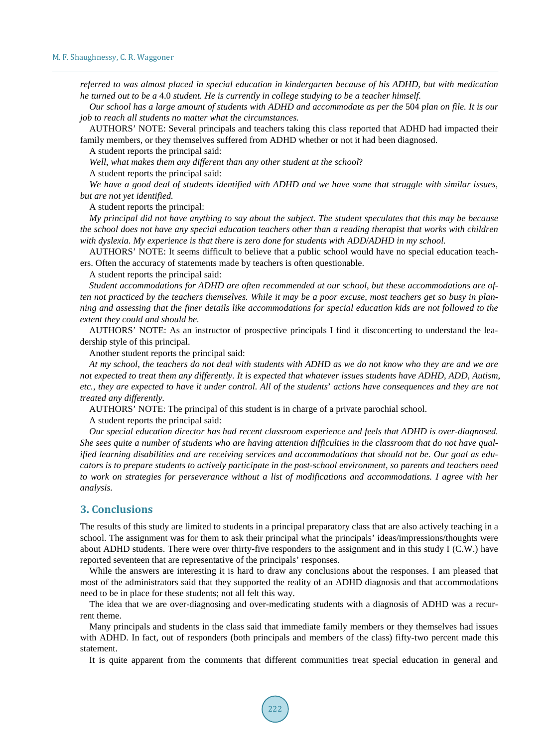*referred to was almost placed in special education in kindergarten because of his ADHD, but with medication he turned out to be a* 4.0 *student. He is currently in college studying to be a teacher himself.*

*Our school has a large amount of students with ADHD and accommodate as per the* 504 *plan on file. It is our job to reach all students no matter what the circumstances.*

AUTHORS' NOTE: Several principals and teachers taking this class reported that ADHD had impacted their family members, or they themselves suffered from ADHD whether or not it had been diagnosed.

A student reports the principal said:

*Well, what makes them any different than any other student at the school*?

A student reports the principal said:

*We have a good deal of students identified with ADHD and we have some that struggle with similar issues, but are not yet identified.*

A student reports the principal:

*My principal did not have anything to say about the subject. The student speculates that this may be because the school does not have any special education teachers other than a reading therapist that works with children with dyslexia. My experience is that there is zero done for students with ADD/ADHD in my school.*

AUTHORS' NOTE: It seems difficult to believe that a public school would have no special education teachers. Often the accuracy of statements made by teachers is often questionable.

A student reports the principal said:

*Student accommodations for ADHD are often recommended at our school, but these accommodations are often not practiced by the teachers themselves. While it may be a poor excuse, most teachers get so busy in planning and assessing that the finer details like accommodations for special education kids are not followed to the extent they could and should be.*

AUTHORS' NOTE: As an instructor of prospective principals I find it disconcerting to understand the leadership style of this principal.

Another student reports the principal said:

*At my school, the teachers do not deal with students with ADHD as we do not know who they are and we are not expected to treat them any differently. It is expected that whatever issues students have ADHD, ADD, Autism, etc., they are expected to have it under control. All of the students' actions have consequences and they are not treated any differently.*

AUTHORS' NOTE: The principal of this student is in charge of a private parochial school.

A student reports the principal said:

*Our special education director has had recent classroom experience and feels that ADHD is over-diagnosed. She sees quite a number of students who are having attention difficulties in the classroom that do not have qualified learning disabilities and are receiving services and accommodations that should not be. Our goal as educators is to prepare students to actively participate in the post-school environment, so parents and teachers need to work on strategies for perseverance without a list of modifications and accommodations. I agree with her analysis.*

## 3. Conclusions

The results of this study are limited to students in a principal preparatory class that are also actively teaching in a school. The assignment was for them to ask their principal what the principals' ideas/impressions/thoughts were about ADHD students. There were over thirty-five responders to the assignment and in this study I (C.W.) have reported seventeen that are representative of the principals' responses.

While the answers are interesting it is hard to draw any conclusions about the responses. I am pleased that most of the administrators said that they supported the reality of an ADHD diagnosis and that accommodations need to be in place for these students; not all felt this way.

The idea that we are over-diagnosing and over-medicating students with a diagnosis of ADHD was a recurrent theme.

Many principals and students in the class said that immediate family members or they themselves had issues with ADHD. In fact, out of responders (both principals and members of the class) fifty-two percent made this statement.

It is quite apparent from the comments that different communities treat special education in general and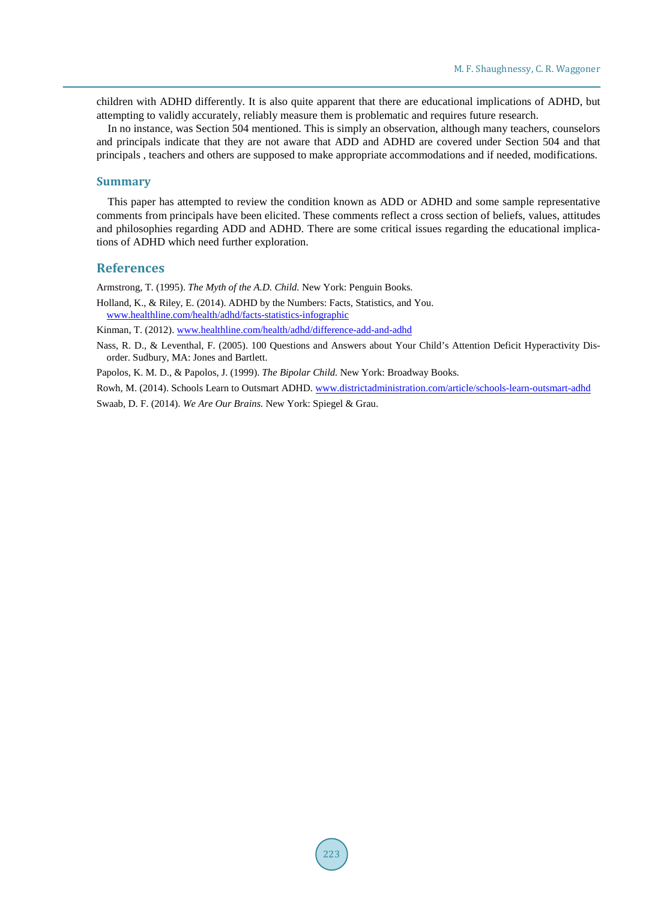children with ADHD differently. It is also quite apparent that there are educational implications of ADHD, but attempting to validly accurately, reliably measure them is problematic and requires future research.

In no instance, was Section 504 mentioned. This is simply an observation, although many teachers, counselors and principals indicate that they are not aware that ADD and ADHD are covered under Section 504 and that principals , teachers and others are supposed to make appropriate accommodations and if needed, modifications.

## Summary

This paper has attempted to review the condition known as ADD or ADHD and some sample representative comments from principals have been elicited. These comments reflect a cross section of beliefs, values, attitudes and philosophies regarding ADD and ADHD. There are some critical issues regarding the educational implications of ADHD which need further exploration.

## References

Armstrong, T. (1995). *The Myth of the A.D. Child.* New York: Penguin Books.

Holland, K., & Riley, E. (2014). ADHD by the Numbers: Facts, Statistics, and You. www.healthline.com/health/adhd/facts-statistics-infographic

Kinman, T. (2012). www.healthline.com/health/adhd/difference-add-and-adhd

Nass, R. D., & Leventhal, F. (2005). 100 Questions and Answers about Your Child's Attention Deficit Hyperactivity Disorder. Sudbury, MA: Jones and Bartlett.

Papolos, K. M. D., & Papolos, J. (1999). *The Bipolar Child.* New York: Broadway Books.

Rowh, M. (2014). Schools Learn to Outsmart ADHD. www.districtadministration.com/article/schools-learn-outsmart-adhd

Swaab, D. F. (2014). *We Are Our Brains.* New York: Spiegel & Grau.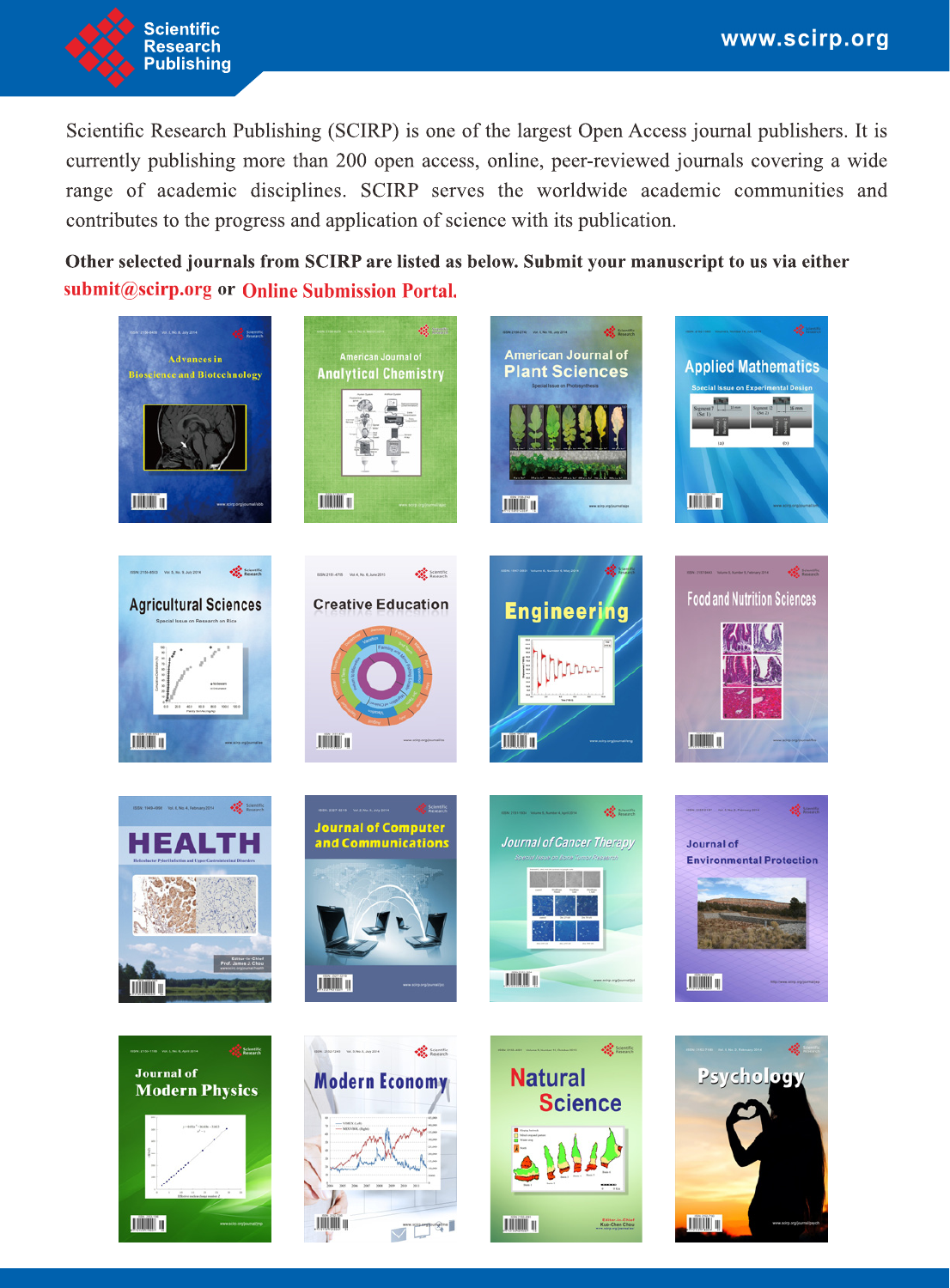Scientific Research Publishing

www.scirp.org

Scientific Research Publishing (SCIRP) is one of the largest Open Access journal publishers. It is currently publishing more than 200 open access, online, peer-reviewed journals covering a wide range of academic disciplines. SCIRP serves the worldwide academic communities and contributes to the progress and application of science with its publication.

**Other selected journals from SCIRP are listed as below. Submit your manuscript to us via either submit@scirp.org or Online Submission Portal.**